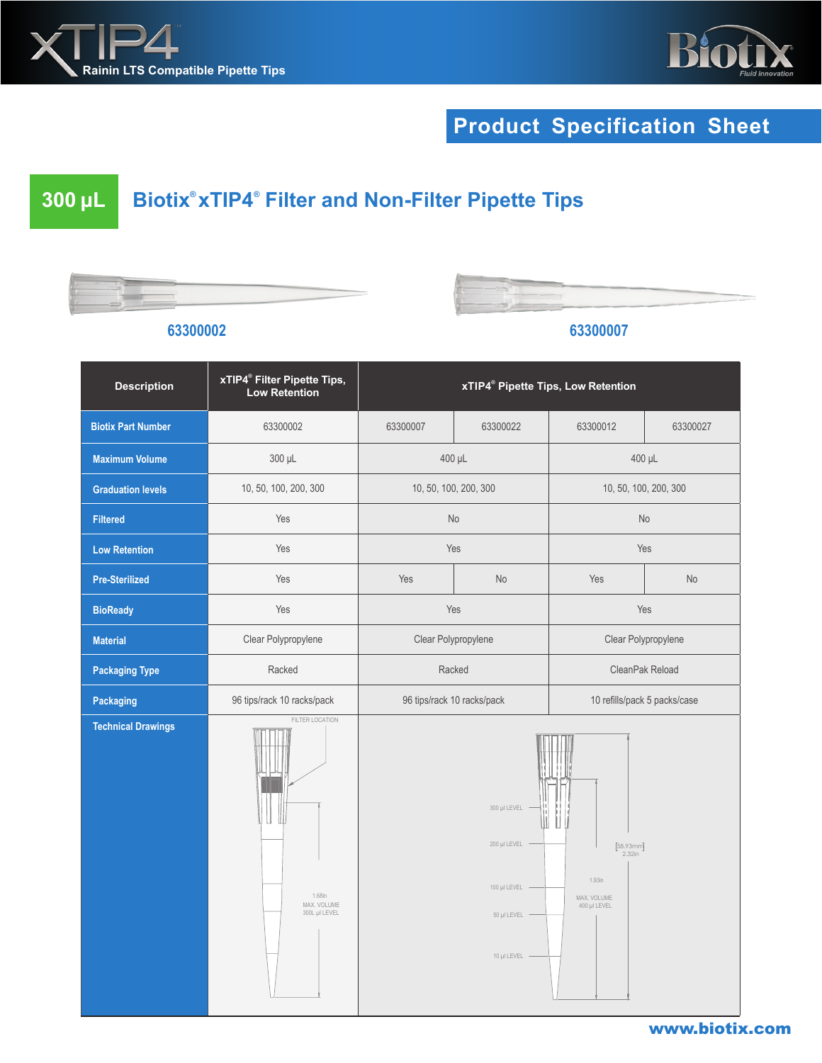xTIP4™

Rainin LTS Compatible Pipette Tips

Biotix Fluid Innovation

## Product Specification Sheet

# 300 µL Biotix® xTIP4® Filter and Non-Filter Pipette Tips

63300002

63300007

| Description | xTIP4® Filter Pipette Tips, Low Retention | xTIP4® Pipette Tips, Low Retention | | | |
|---|---|---|---|---|---|
| Biotix Part Number | 63300002 | 63300007 | 63300022 | 63300012 | 63300027 |
| Maximum Volume | 300 µL | 400 µL | | 400 µL | |
| Graduation levels | 10, 50, 100, 200, 300 | 10, 50, 100, 200, 300 | | 10, 50, 100, 200, 300 | |
| Filtered | Yes | No | | No | |
| Low Retention | Yes | Yes | | Yes | |
| Pre-Sterilized | Yes | Yes | No | Yes | No |
| BioReady | Yes | Yes | | Yes | |
| Material | Clear Polypropylene | Clear Polypropylene | | Clear Polypropylene | |
| Packaging Type | Racked | Racked | | CleanPak Reload | |
| Packaging | 96 tips/rack 10 racks/pack | 96 tips/rack 10 racks/pack | | 10 refills/pack 5 packs/case | |
| Technical Drawings | FILTER LOCATION; 1.68in MAX. VOLUME 300L µl LEVEL | 300 µl LEVEL; 200 µl LEVEL; 100 µl LEVEL; 50 µl LEVEL; 10 µl LEVEL; [58.93mm] 2.32in; 1.93in MAX. VOLUME 400 µl LEVEL | | | |

www.biotix.com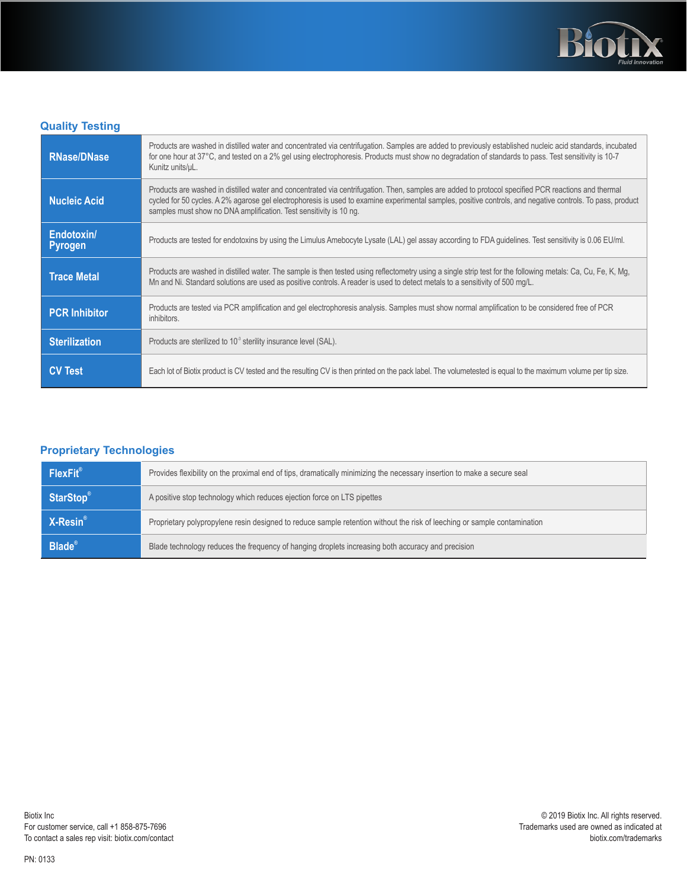## Quality Testing

| | |
|---|---|
| **RNase/DNase** | Products are washed in distilled water and concentrated via centrifugation. Samples are added to previously established nucleic acid standards, incubated for one hour at 37°C, and tested on a 2% gel using electrophoresis. Products must show no degradation of standards to pass. Test sensitivity is 10-7 Kunitz units/µL. |
| **Nucleic Acid** | Products are washed in distilled water and concentrated via centrifugation. Then, samples are added to protocol specified PCR reactions and thermal cycled for 50 cycles. A 2% agarose gel electrophoresis is used to examine experimental samples, positive controls, and negative controls. To pass, product samples must show no DNA amplification. Test sensitivity is 10 ng. |
| **Endotoxin/ Pyrogen** | Products are tested for endotoxins by using the Limulus Amebocyte Lysate (LAL) gel assay according to FDA guidelines. Test sensitivity is 0.06 EU/ml. |
| **Trace Metal** | Products are washed in distilled water. The sample is then tested using reflectometry using a single strip test for the following metals: Ca, Cu, Fe, K, Mg, Mn and Ni. Standard solutions are used as positive controls. A reader is used to detect metals to a sensitivity of 500 mg/L. |
| **PCR Inhibitor** | Products are tested via PCR amplification and gel electrophoresis analysis. Samples must show normal amplification to be considered free of PCR inhibitors. |
| **Sterilization** | Products are sterilized to $10^{-3}$ sterility insurance level (SAL). |
| **CV Test** | Each lot of Biotix product is CV tested and the resulting CV is then printed on the pack label. The volumetested is equal to the maximum volume per tip size. |

## Proprietary Technologies

| | |
|---|---|
| **FlexFit®** | Provides flexibility on the proximal end of tips, dramatically minimizing the necessary insertion to make a secure seal |
| **StarStop®** | A positive stop technology which reduces ejection force on LTS pipettes |
| **X-Resin®** | Proprietary polypropylene resin designed to reduce sample retention without the risk of leeching or sample contamination |
| **Blade®** | Blade technology reduces the frequency of hanging droplets increasing both accuracy and precision |

Biotix Inc
For customer service, call +1 858-875-7696
To contact a sales rep visit: biotix.com/contact

PN: 0133

© 2019 Biotix Inc. All rights reserved.
Trademarks used are owned as indicated at biotix.com/trademarks